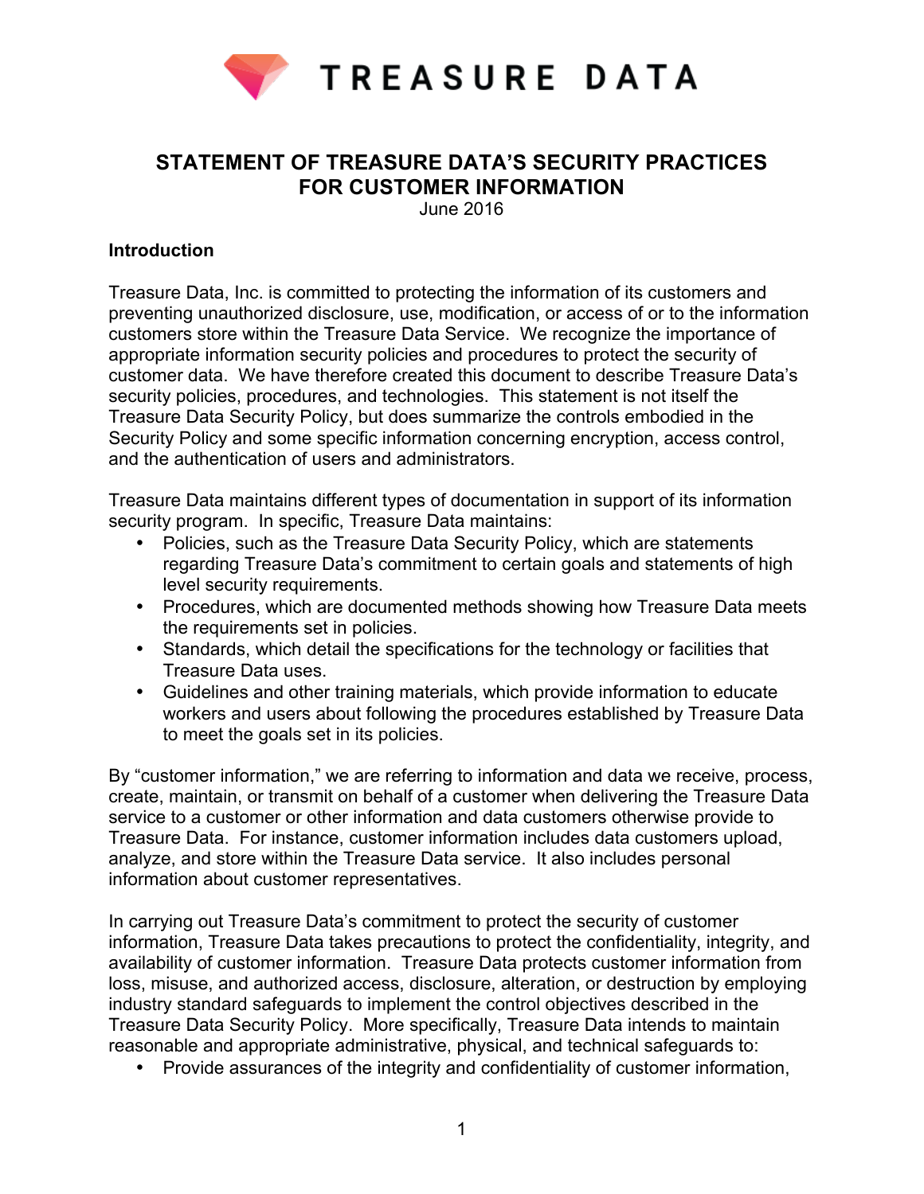TREASURE DATA

# STATEMENT OF TREASURE DATA'S SECURITY PRACTICES FOR CUSTOMER INFORMATION

June 2016

## Introduction

Treasure Data, Inc. is committed to protecting the information of its customers and preventing unauthorized disclosure, use, modification, or access of or to the information customers store within the Treasure Data Service. We recognize the importance of appropriate information security policies and procedures to protect the security of customer data. We have therefore created this document to describe Treasure Data's security policies, procedures, and technologies. This statement is not itself the Treasure Data Security Policy, but does summarize the controls embodied in the Security Policy and some specific information concerning encryption, access control, and the authentication of users and administrators.

Treasure Data maintains different types of documentation in support of its information security program. In specific, Treasure Data maintains:

- Policies, such as the Treasure Data Security Policy, which are statements regarding Treasure Data's commitment to certain goals and statements of high level security requirements.
- Procedures, which are documented methods showing how Treasure Data meets the requirements set in policies.
- Standards, which detail the specifications for the technology or facilities that Treasure Data uses.
- Guidelines and other training materials, which provide information to educate workers and users about following the procedures established by Treasure Data to meet the goals set in its policies.

By "customer information," we are referring to information and data we receive, process, create, maintain, or transmit on behalf of a customer when delivering the Treasure Data service to a customer or other information and data customers otherwise provide to Treasure Data. For instance, customer information includes data customers upload, analyze, and store within the Treasure Data service. It also includes personal information about customer representatives.

In carrying out Treasure Data's commitment to protect the security of customer information, Treasure Data takes precautions to protect the confidentiality, integrity, and availability of customer information. Treasure Data protects customer information from loss, misuse, and authorized access, disclosure, alteration, or destruction by employing industry standard safeguards to implement the control objectives described in the Treasure Data Security Policy. More specifically, Treasure Data intends to maintain reasonable and appropriate administrative, physical, and technical safeguards to:

- Provide assurances of the integrity and confidentiality of customer information,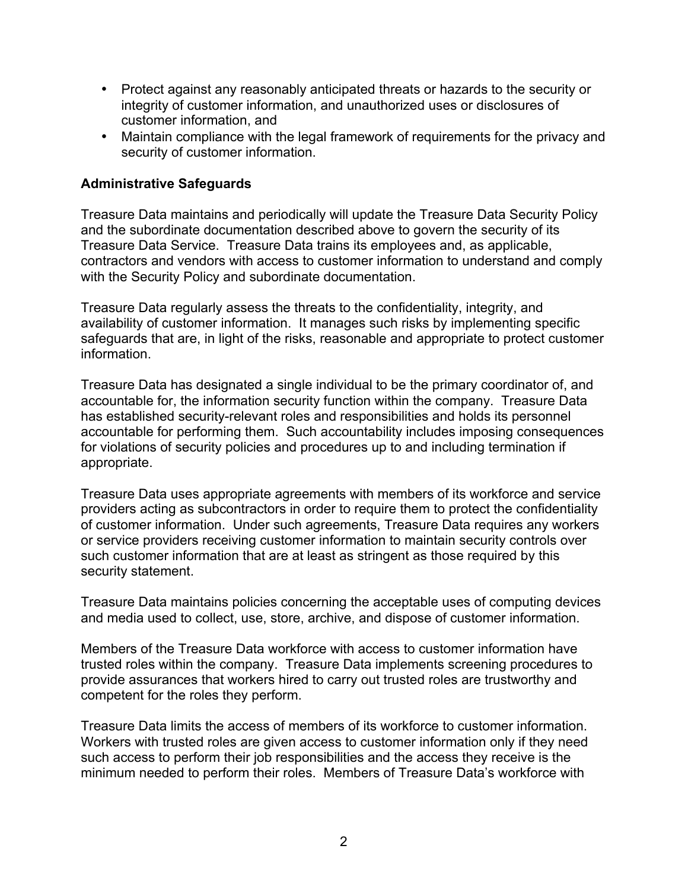- Protect against any reasonably anticipated threats or hazards to the security or integrity of customer information, and unauthorized uses or disclosures of customer information, and
- Maintain compliance with the legal framework of requirements for the privacy and security of customer information.

**Administrative Safeguards**

Treasure Data maintains and periodically will update the Treasure Data Security Policy and the subordinate documentation described above to govern the security of its Treasure Data Service. Treasure Data trains its employees and, as applicable, contractors and vendors with access to customer information to understand and comply with the Security Policy and subordinate documentation.

Treasure Data regularly assess the threats to the confidentiality, integrity, and availability of customer information. It manages such risks by implementing specific safeguards that are, in light of the risks, reasonable and appropriate to protect customer information.

Treasure Data has designated a single individual to be the primary coordinator of, and accountable for, the information security function within the company. Treasure Data has established security-relevant roles and responsibilities and holds its personnel accountable for performing them. Such accountability includes imposing consequences for violations of security policies and procedures up to and including termination if appropriate.

Treasure Data uses appropriate agreements with members of its workforce and service providers acting as subcontractors in order to require them to protect the confidentiality of customer information. Under such agreements, Treasure Data requires any workers or service providers receiving customer information to maintain security controls over such customer information that are at least as stringent as those required by this security statement.

Treasure Data maintains policies concerning the acceptable uses of computing devices and media used to collect, use, store, archive, and dispose of customer information.

Members of the Treasure Data workforce with access to customer information have trusted roles within the company. Treasure Data implements screening procedures to provide assurances that workers hired to carry out trusted roles are trustworthy and competent for the roles they perform.

Treasure Data limits the access of members of its workforce to customer information. Workers with trusted roles are given access to customer information only if they need such access to perform their job responsibilities and the access they receive is the minimum needed to perform their roles. Members of Treasure Data's workforce with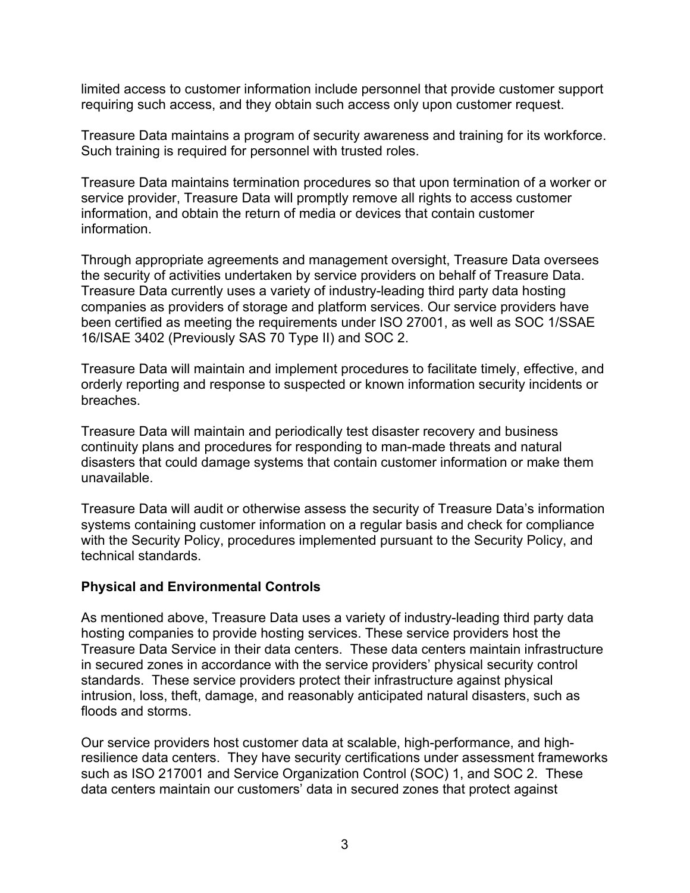limited access to customer information include personnel that provide customer support requiring such access, and they obtain such access only upon customer request.

Treasure Data maintains a program of security awareness and training for its workforce. Such training is required for personnel with trusted roles.

Treasure Data maintains termination procedures so that upon termination of a worker or service provider, Treasure Data will promptly remove all rights to access customer information, and obtain the return of media or devices that contain customer information.

Through appropriate agreements and management oversight, Treasure Data oversees the security of activities undertaken by service providers on behalf of Treasure Data. Treasure Data currently uses a variety of industry-leading third party data hosting companies as providers of storage and platform services. Our service providers have been certified as meeting the requirements under ISO 27001, as well as SOC 1/SSAE 16/ISAE 3402 (Previously SAS 70 Type II) and SOC 2.

Treasure Data will maintain and implement procedures to facilitate timely, effective, and orderly reporting and response to suspected or known information security incidents or breaches.

Treasure Data will maintain and periodically test disaster recovery and business continuity plans and procedures for responding to man-made threats and natural disasters that could damage systems that contain customer information or make them unavailable.

Treasure Data will audit or otherwise assess the security of Treasure Data's information systems containing customer information on a regular basis and check for compliance with the Security Policy, procedures implemented pursuant to the Security Policy, and technical standards.

**Physical and Environmental Controls**

As mentioned above, Treasure Data uses a variety of industry-leading third party data hosting companies to provide hosting services. These service providers host the Treasure Data Service in their data centers. These data centers maintain infrastructure in secured zones in accordance with the service providers' physical security control standards. These service providers protect their infrastructure against physical intrusion, loss, theft, damage, and reasonably anticipated natural disasters, such as floods and storms.

Our service providers host customer data at scalable, high-performance, and high-resilience data centers. They have security certifications under assessment frameworks such as ISO 217001 and Service Organization Control (SOC) 1, and SOC 2. These data centers maintain our customers' data in secured zones that protect against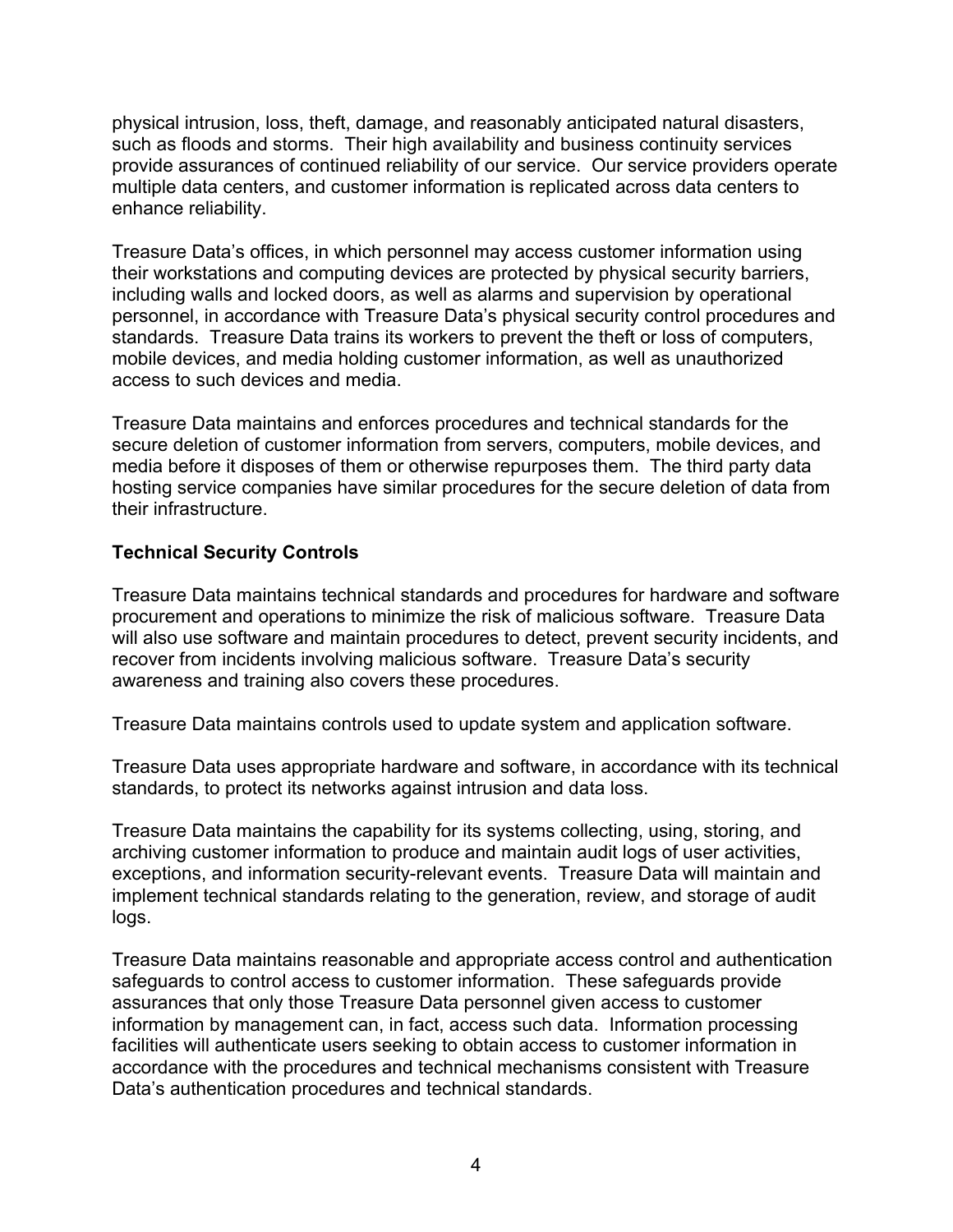physical intrusion, loss, theft, damage, and reasonably anticipated natural disasters, such as floods and storms. Their high availability and business continuity services provide assurances of continued reliability of our service. Our service providers operate multiple data centers, and customer information is replicated across data centers to enhance reliability.

Treasure Data's offices, in which personnel may access customer information using their workstations and computing devices are protected by physical security barriers, including walls and locked doors, as well as alarms and supervision by operational personnel, in accordance with Treasure Data's physical security control procedures and standards. Treasure Data trains its workers to prevent the theft or loss of computers, mobile devices, and media holding customer information, as well as unauthorized access to such devices and media.

Treasure Data maintains and enforces procedures and technical standards for the secure deletion of customer information from servers, computers, mobile devices, and media before it disposes of them or otherwise repurposes them. The third party data hosting service companies have similar procedures for the secure deletion of data from their infrastructure.

**Technical Security Controls**

Treasure Data maintains technical standards and procedures for hardware and software procurement and operations to minimize the risk of malicious software. Treasure Data will also use software and maintain procedures to detect, prevent security incidents, and recover from incidents involving malicious software. Treasure Data's security awareness and training also covers these procedures.

Treasure Data maintains controls used to update system and application software.

Treasure Data uses appropriate hardware and software, in accordance with its technical standards, to protect its networks against intrusion and data loss.

Treasure Data maintains the capability for its systems collecting, using, storing, and archiving customer information to produce and maintain audit logs of user activities, exceptions, and information security-relevant events. Treasure Data will maintain and implement technical standards relating to the generation, review, and storage of audit logs.

Treasure Data maintains reasonable and appropriate access control and authentication safeguards to control access to customer information. These safeguards provide assurances that only those Treasure Data personnel given access to customer information by management can, in fact, access such data. Information processing facilities will authenticate users seeking to obtain access to customer information in accordance with the procedures and technical mechanisms consistent with Treasure Data's authentication procedures and technical standards.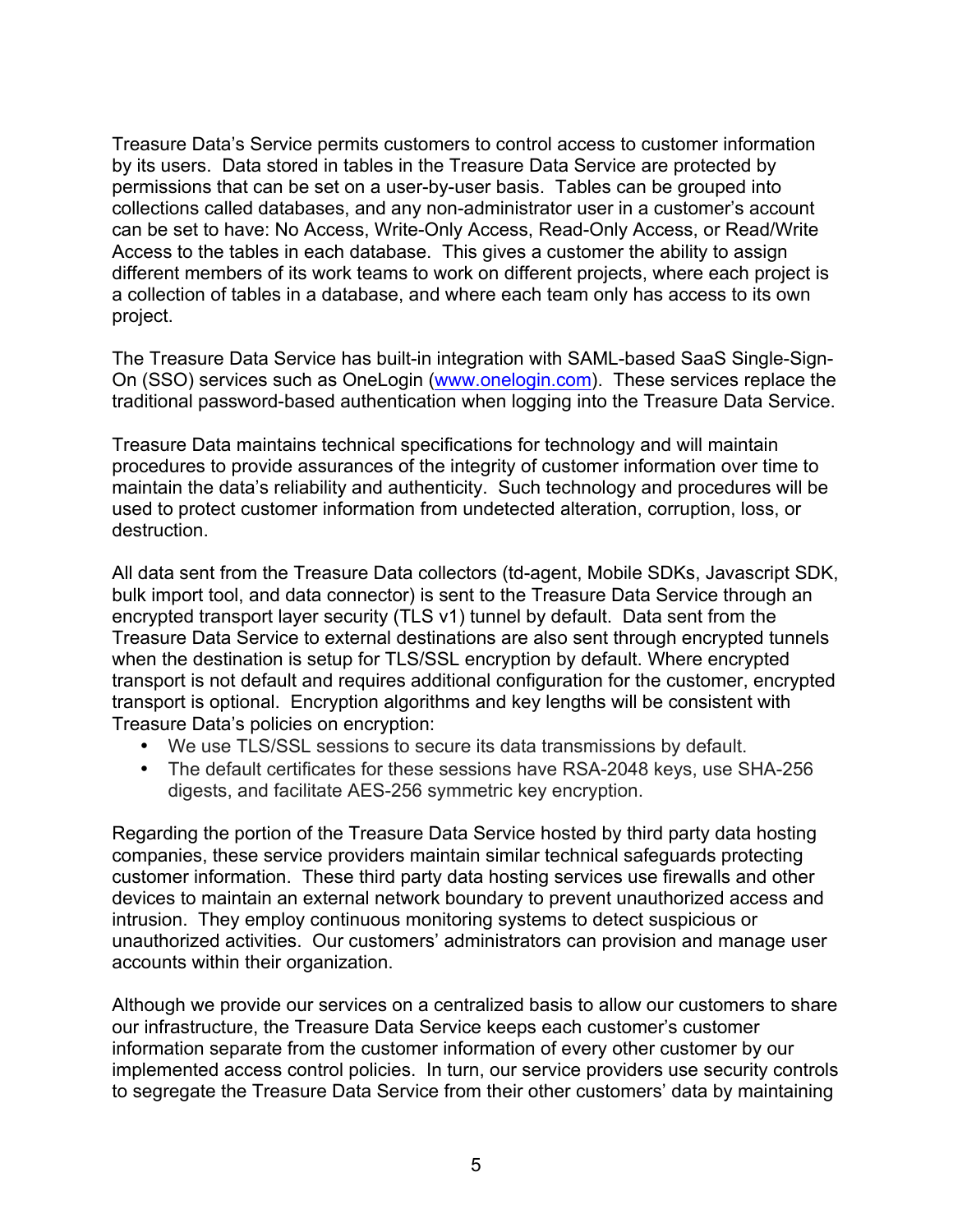Treasure Data's Service permits customers to control access to customer information by its users. Data stored in tables in the Treasure Data Service are protected by permissions that can be set on a user-by-user basis. Tables can be grouped into collections called databases, and any non-administrator user in a customer's account can be set to have: No Access, Write-Only Access, Read-Only Access, or Read/Write Access to the tables in each database. This gives a customer the ability to assign different members of its work teams to work on different projects, where each project is a collection of tables in a database, and where each team only has access to its own project.

The Treasure Data Service has built-in integration with SAML-based SaaS Single-Sign-On (SSO) services such as OneLogin ([www.onelogin.com](http://www.onelogin.com)). These services replace the traditional password-based authentication when logging into the Treasure Data Service.

Treasure Data maintains technical specifications for technology and will maintain procedures to provide assurances of the integrity of customer information over time to maintain the data's reliability and authenticity. Such technology and procedures will be used to protect customer information from undetected alteration, corruption, loss, or destruction.

All data sent from the Treasure Data collectors (td-agent, Mobile SDKs, Javascript SDK, bulk import tool, and data connector) is sent to the Treasure Data Service through an encrypted transport layer security (TLS v1) tunnel by default. Data sent from the Treasure Data Service to external destinations are also sent through encrypted tunnels when the destination is setup for TLS/SSL encryption by default. Where encrypted transport is not default and requires additional configuration for the customer, encrypted transport is optional. Encryption algorithms and key lengths will be consistent with Treasure Data's policies on encryption:

- We use TLS/SSL sessions to secure its data transmissions by default.
- The default certificates for these sessions have RSA-2048 keys, use SHA-256 digests, and facilitate AES-256 symmetric key encryption.

Regarding the portion of the Treasure Data Service hosted by third party data hosting companies, these service providers maintain similar technical safeguards protecting customer information. These third party data hosting services use firewalls and other devices to maintain an external network boundary to prevent unauthorized access and intrusion. They employ continuous monitoring systems to detect suspicious or unauthorized activities. Our customers' administrators can provision and manage user accounts within their organization.

Although we provide our services on a centralized basis to allow our customers to share our infrastructure, the Treasure Data Service keeps each customer's customer information separate from the customer information of every other customer by our implemented access control policies. In turn, our service providers use security controls to segregate the Treasure Data Service from their other customers' data by maintaining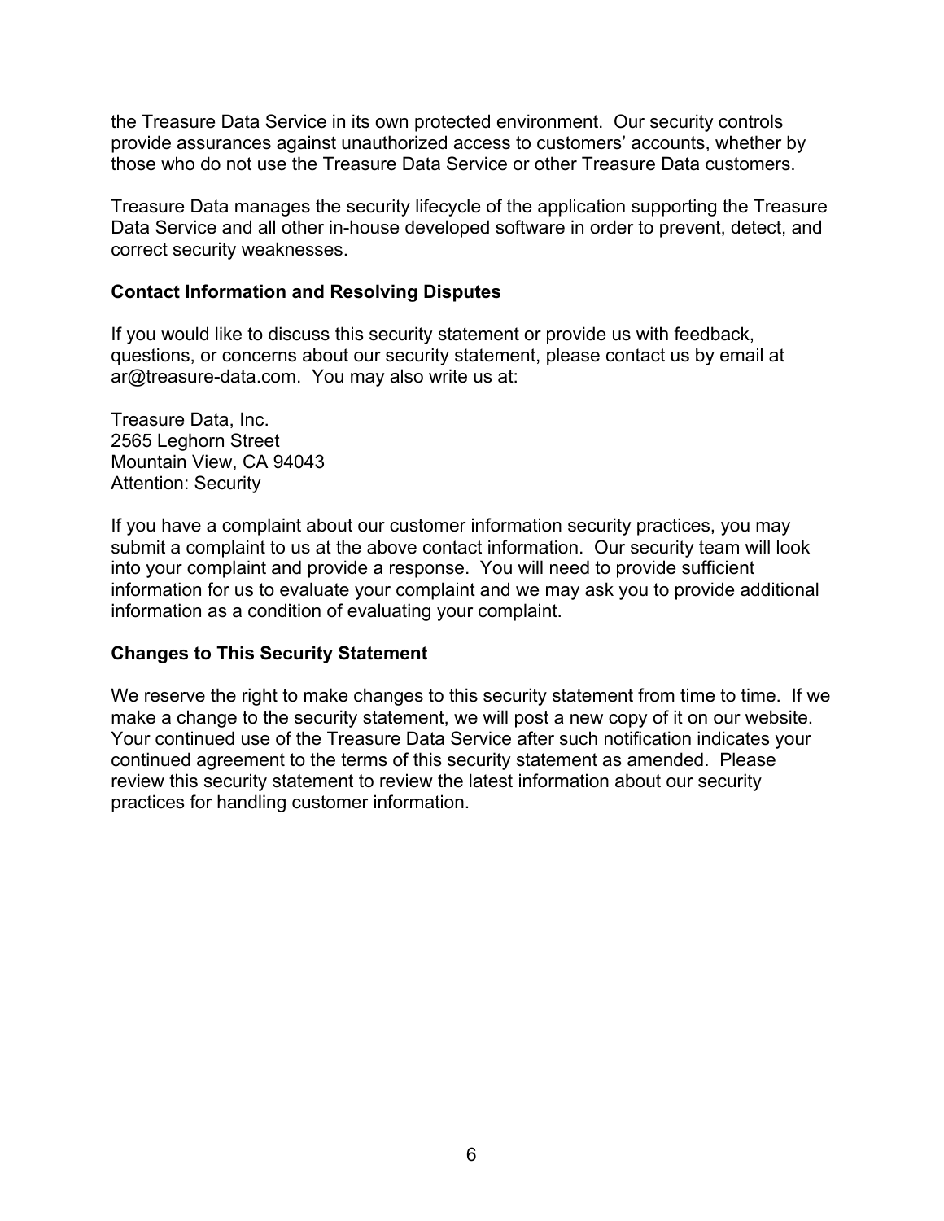the Treasure Data Service in its own protected environment. Our security controls provide assurances against unauthorized access to customers' accounts, whether by those who do not use the Treasure Data Service or other Treasure Data customers.

Treasure Data manages the security lifecycle of the application supporting the Treasure Data Service and all other in-house developed software in order to prevent, detect, and correct security weaknesses.

**Contact Information and Resolving Disputes**

If you would like to discuss this security statement or provide us with feedback, questions, or concerns about our security statement, please contact us by email at ar@treasure-data.com. You may also write us at:

Treasure Data, Inc.
2565 Leghorn Street
Mountain View, CA 94043
Attention: Security

If you have a complaint about our customer information security practices, you may submit a complaint to us at the above contact information. Our security team will look into your complaint and provide a response. You will need to provide sufficient information for us to evaluate your complaint and we may ask you to provide additional information as a condition of evaluating your complaint.

**Changes to This Security Statement**

We reserve the right to make changes to this security statement from time to time. If we make a change to the security statement, we will post a new copy of it on our website. Your continued use of the Treasure Data Service after such notification indicates your continued agreement to the terms of this security statement as amended. Please review this security statement to review the latest information about our security practices for handling customer information.